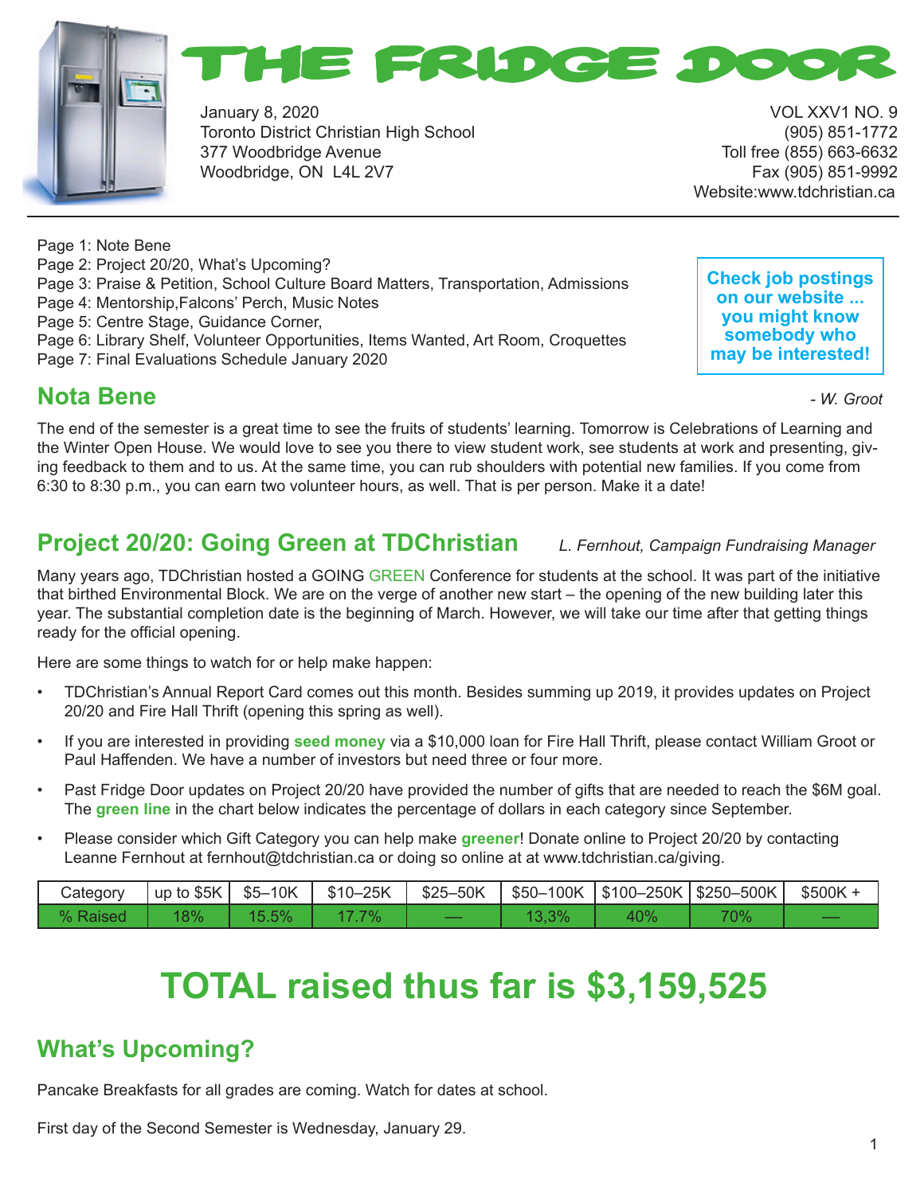# THE FRIDGE DOOR

January 8, 2020
Toronto District Christian High School
377 Woodbridge Avenue
Woodbridge, ON L4L 2V7

VOL XXV1 NO. 9
(905) 851-1772
Toll free (855) 663-6632
Fax (905) 851-9992
Website:www.tdchristian.ca

Page 1: Note Bene
Page 2: Project 20/20, What's Upcoming?
Page 3: Praise & Petition, School Culture Board Matters, Transportation, Admissions
Page 4: Mentorship,Falcons' Perch, Music Notes
Page 5: Centre Stage, Guidance Corner,
Page 6: Library Shelf, Volunteer Opportunities, Items Wanted, Art Room, Croquettes
Page 7: Final Evaluations Schedule January 2020

**Check job postings on our website ... you might know somebody who may be interested!**

## Nota Bene

*- W. Groot*

The end of the semester is a great time to see the fruits of students' learning. Tomorrow is Celebrations of Learning and the Winter Open House. We would love to see you there to view student work, see students at work and presenting, giving feedback to them and to us. At the same time, you can rub shoulders with potential new families. If you come from 6:30 to 8:30 p.m., you can earn two volunteer hours, as well. That is per person. Make it a date!

## Project 20/20: Going Green at TDChristian

*L. Fernhout, Campaign Fundraising Manager*

Many years ago, TDChristian hosted a GOING GREEN Conference for students at the school. It was part of the initiative that birthed Environmental Block. We are on the verge of another new start – the opening of the new building later this year. The substantial completion date is the beginning of March. However, we will take our time after that getting things ready for the official opening.

Here are some things to watch for or help make happen:

- TDChristian's Annual Report Card comes out this month. Besides summing up 2019, it provides updates on Project 20/20 and Fire Hall Thrift (opening this spring as well).
- If you are interested in providing **seed money** via a $10,000 loan for Fire Hall Thrift, please contact William Groot or Paul Haffenden. We have a number of investors but need three or four more.
- Past Fridge Door updates on Project 20/20 have provided the number of gifts that are needed to reach the $6M goal. The **green line** in the chart below indicates the percentage of dollars in each category since September.
- Please consider which Gift Category you can help make **greener**! Donate online to Project 20/20 by contacting Leanne Fernhout at fernhout@tdchristian.ca or doing so online at at www.tdchristian.ca/giving.

| Category | up to $5K | $5–10K | $10–25K | $25–50K | $50–100K | $100–250K | $250–500K | $500K + |
|---|---|---|---|---|---|---|---|---|
| % Raised | 18% | 15.5% | 17.7% | — | 13,3% | 40% | 70% | — |

# TOTAL raised thus far is $3,159,525

## What's Upcoming?

Pancake Breakfasts for all grades are coming. Watch for dates at school.

First day of the Second Semester is Wednesday, January 29.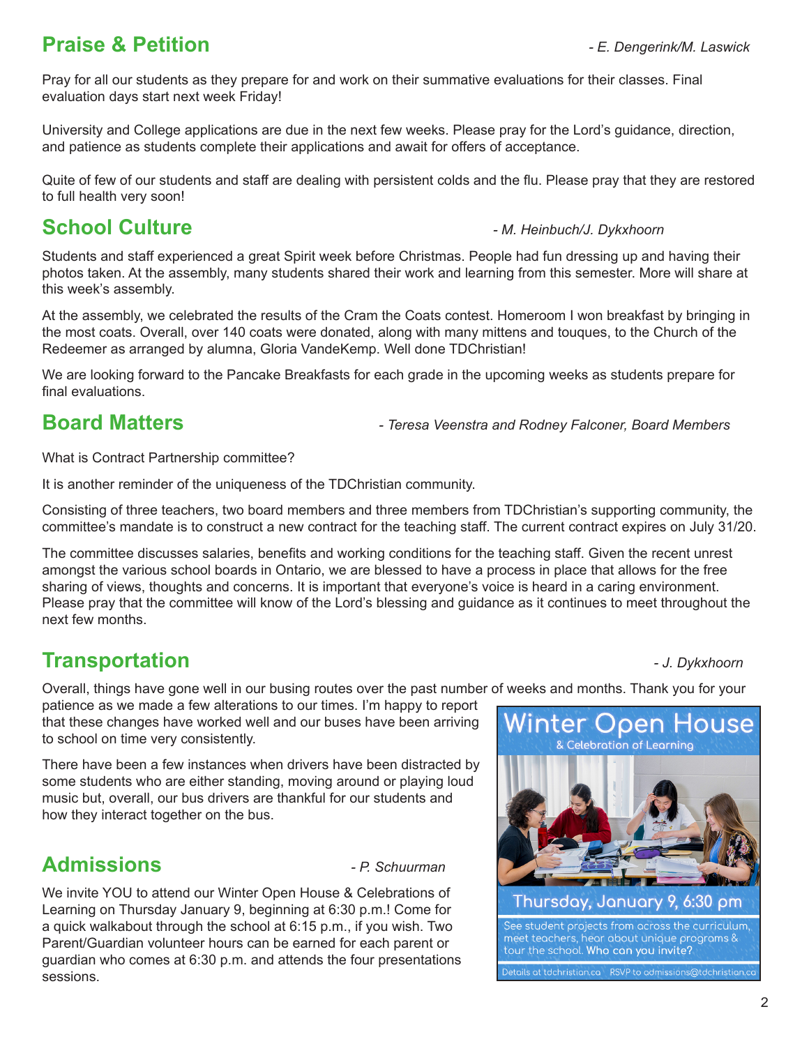## Praise & Petition

*- E. Dengerink/M. Laswick*

Pray for all our students as they prepare for and work on their summative evaluations for their classes. Final evaluation days start next week Friday!

University and College applications are due in the next few weeks. Please pray for the Lord's guidance, direction, and patience as students complete their applications and await for offers of acceptance.

Quite of few of our students and staff are dealing with persistent colds and the flu. Please pray that they are restored to full health very soon!

## School Culture

*- M. Heinbuch/J. Dykxhoorn*

Students and staff experienced a great Spirit week before Christmas. People had fun dressing up and having their photos taken. At the assembly, many students shared their work and learning from this semester. More will share at this week's assembly.

At the assembly, we celebrated the results of the Cram the Coats contest. Homeroom I won breakfast by bringing in the most coats. Overall, over 140 coats were donated, along with many mittens and touques, to the Church of the Redeemer as arranged by alumna, Gloria VandeKemp. Well done TDChristian!

We are looking forward to the Pancake Breakfasts for each grade in the upcoming weeks as students prepare for final evaluations.

## Board Matters

*- Teresa Veenstra and Rodney Falconer, Board Members*

What is Contract Partnership committee?

It is another reminder of the uniqueness of the TDChristian community.

Consisting of three teachers, two board members and three members from TDChristian's supporting community, the committee's mandate is to construct a new contract for the teaching staff. The current contract expires on July 31/20.

The committee discusses salaries, benefits and working conditions for the teaching staff. Given the recent unrest amongst the various school boards in Ontario, we are blessed to have a process in place that allows for the free sharing of views, thoughts and concerns. It is important that everyone's voice is heard in a caring environment. Please pray that the committee will know of the Lord's blessing and guidance as it continues to meet throughout the next few months.

## Transportation

*- J. Dykxhoorn*

Overall, things have gone well in our busing routes over the past number of weeks and months. Thank you for your patience as we made a few alterations to our times. I'm happy to report that these changes have worked well and our buses have been arriving to school on time very consistently.

There have been a few instances when drivers have been distracted by some students who are either standing, moving around or playing loud music but, overall, our bus drivers are thankful for our students and how they interact together on the bus.

## Admissions

*- P. Schuurman*

We invite YOU to attend our Winter Open House & Celebrations of Learning on Thursday January 9, beginning at 6:30 p.m.! Come for a quick walkabout through the school at 6:15 p.m., if you wish. Two Parent/Guardian volunteer hours can be earned for each parent or guardian who comes at 6:30 p.m. and attends the four presentations sessions.

**Winter Open House**
& Celebration of Learning

**Thursday, January 9, 6:30 pm**

See student projects from across the curriculum, meet teachers, hear about unique programs & tour the school. **Who can you invite?**

Details at tdchristian.ca RSVP to admissions@tdchristian.ca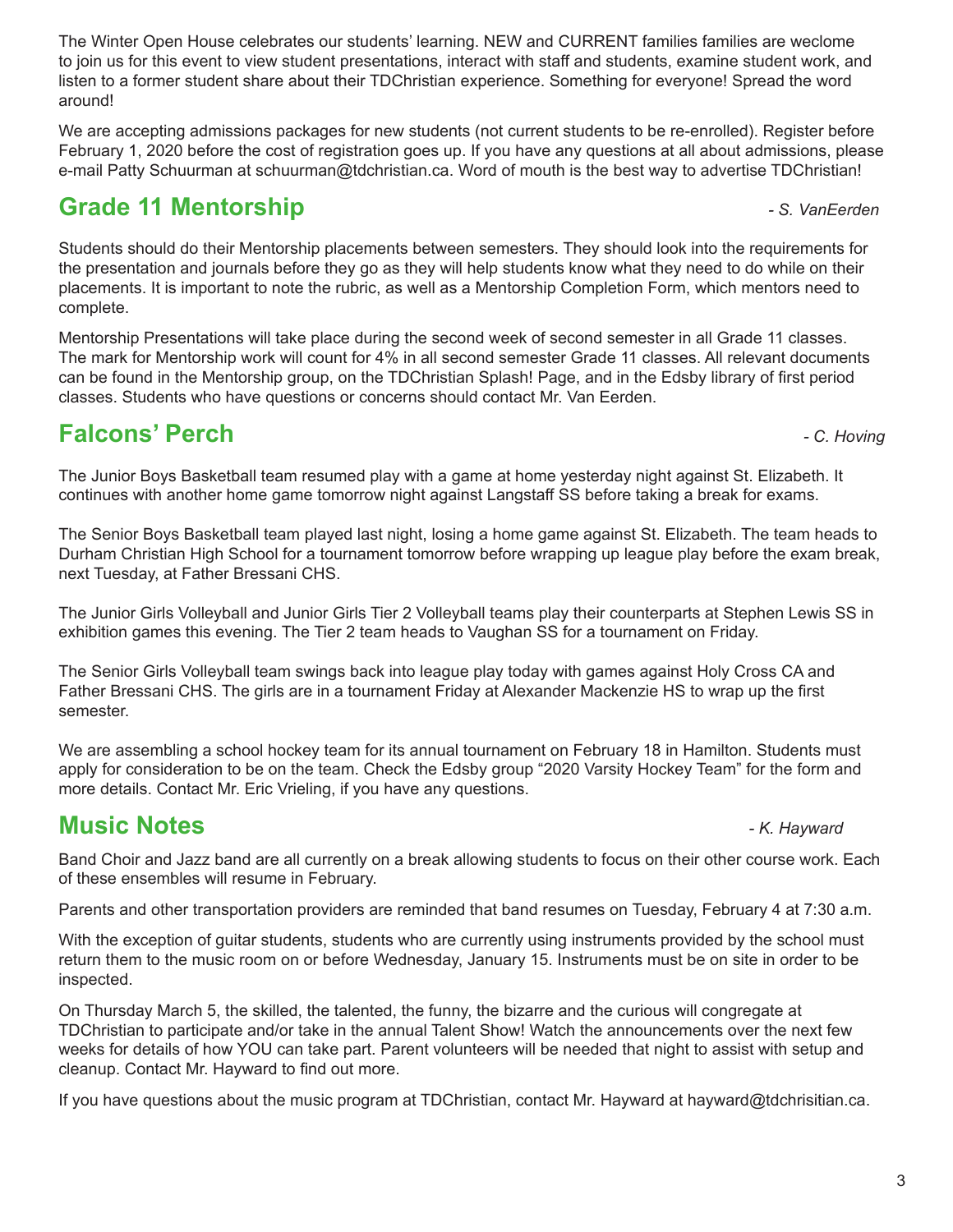The Winter Open House celebrates our students' learning. NEW and CURRENT families families are weclome to join us for this event to view student presentations, interact with staff and students, examine student work, and listen to a former student share about their TDChristian experience. Something for everyone! Spread the word around!

We are accepting admissions packages for new students (not current students to be re-enrolled). Register before February 1, 2020 before the cost of registration goes up. If you have any questions at all about admissions, please e-mail Patty Schuurman at schuurman@tdchristian.ca. Word of mouth is the best way to advertise TDChristian!

## Grade 11 Mentorship

*- S. VanEerden*

Students should do their Mentorship placements between semesters. They should look into the requirements for the presentation and journals before they go as they will help students know what they need to do while on their placements. It is important to note the rubric, as well as a Mentorship Completion Form, which mentors need to complete.

Mentorship Presentations will take place during the second week of second semester in all Grade 11 classes. The mark for Mentorship work will count for 4% in all second semester Grade 11 classes. All relevant documents can be found in the Mentorship group, on the TDChristian Splash! Page, and in the Edsby library of first period classes. Students who have questions or concerns should contact Mr. Van Eerden.

## Falcons' Perch

*- C. Hoving*

The Junior Boys Basketball team resumed play with a game at home yesterday night against St. Elizabeth. It continues with another home game tomorrow night against Langstaff SS before taking a break for exams.

The Senior Boys Basketball team played last night, losing a home game against St. Elizabeth. The team heads to Durham Christian High School for a tournament tomorrow before wrapping up league play before the exam break, next Tuesday, at Father Bressani CHS.

The Junior Girls Volleyball and Junior Girls Tier 2 Volleyball teams play their counterparts at Stephen Lewis SS in exhibition games this evening. The Tier 2 team heads to Vaughan SS for a tournament on Friday.

The Senior Girls Volleyball team swings back into league play today with games against Holy Cross CA and Father Bressani CHS. The girls are in a tournament Friday at Alexander Mackenzie HS to wrap up the first semester.

We are assembling a school hockey team for its annual tournament on February 18 in Hamilton. Students must apply for consideration to be on the team. Check the Edsby group "2020 Varsity Hockey Team" for the form and more details. Contact Mr. Eric Vrieling, if you have any questions.

## Music Notes

*- K. Hayward*

Band Choir and Jazz band are all currently on a break allowing students to focus on their other course work. Each of these ensembles will resume in February.

Parents and other transportation providers are reminded that band resumes on Tuesday, February 4 at 7:30 a.m.

With the exception of guitar students, students who are currently using instruments provided by the school must return them to the music room on or before Wednesday, January 15. Instruments must be on site in order to be inspected.

On Thursday March 5, the skilled, the talented, the funny, the bizarre and the curious will congregate at TDChristian to participate and/or take in the annual Talent Show! Watch the announcements over the next few weeks for details of how YOU can take part. Parent volunteers will be needed that night to assist with setup and cleanup. Contact Mr. Hayward to find out more.

If you have questions about the music program at TDChristian, contact Mr. Hayward at hayward@tdchrisitian.ca.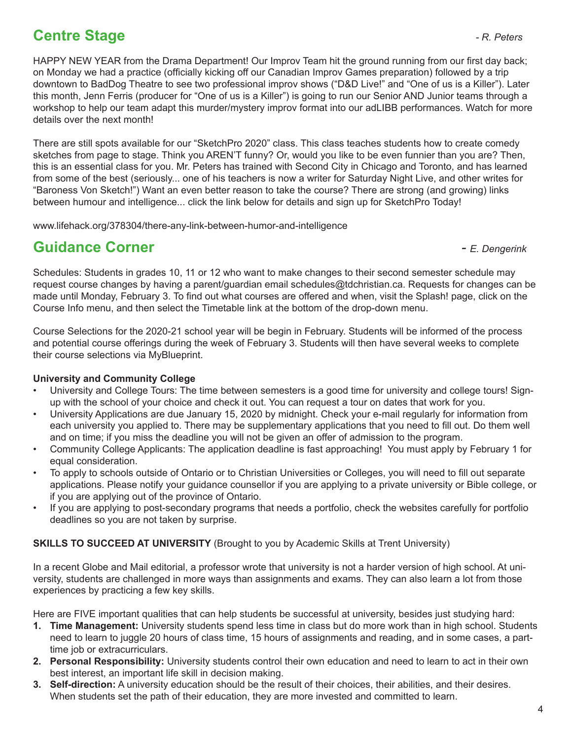## Centre Stage

*- R. Peters*

HAPPY NEW YEAR from the Drama Department! Our Improv Team hit the ground running from our first day back; on Monday we had a practice (officially kicking off our Canadian Improv Games preparation) followed by a trip downtown to BadDog Theatre to see two professional improv shows ("D&D Live!" and "One of us is a Killer"). Later this month, Jenn Ferris (producer for "One of us is a Killer") is going to run our Senior AND Junior teams through a workshop to help our team adapt this murder/mystery improv format into our adLIBB performances. Watch for more details over the next month!

There are still spots available for our "SketchPro 2020" class. This class teaches students how to create comedy sketches from page to stage. Think you AREN'T funny? Or, would you like to be even funnier than you are? Then, this is an essential class for you. Mr. Peters has trained with Second City in Chicago and Toronto, and has learned from some of the best (seriously... one of his teachers is now a writer for Saturday Night Live, and other writes for "Baroness Von Sketch!") Want an even better reason to take the course? There are strong (and growing) links between humour and intelligence... click the link below for details and sign up for SketchPro Today!

www.lifehack.org/378304/there-any-link-between-humor-and-intelligence

## Guidance Corner

*- E. Dengerink*

Schedules: Students in grades 10, 11 or 12 who want to make changes to their second semester schedule may request course changes by having a parent/guardian email schedules@tdchristian.ca. Requests for changes can be made until Monday, February 3. To find out what courses are offered and when, visit the Splash! page, click on the Course Info menu, and then select the Timetable link at the bottom of the drop-down menu.

Course Selections for the 2020-21 school year will be begin in February. Students will be informed of the process and potential course offerings during the week of February 3. Students will then have several weeks to complete their course selections via MyBlueprint.

**University and Community College**

- University and College Tours: The time between semesters is a good time for university and college tours! Sign-up with the school of your choice and check it out. You can request a tour on dates that work for you.
- University Applications are due January 15, 2020 by midnight. Check your e-mail regularly for information from each university you applied to. There may be supplementary applications that you need to fill out. Do them well and on time; if you miss the deadline you will not be given an offer of admission to the program.
- Community College Applicants: The application deadline is fast approaching! You must apply by February 1 for equal consideration.
- To apply to schools outside of Ontario or to Christian Universities or Colleges, you will need to fill out separate applications. Please notify your guidance counsellor if you are applying to a private university or Bible college, or if you are applying out of the province of Ontario.
- If you are applying to post-secondary programs that needs a portfolio, check the websites carefully for portfolio deadlines so you are not taken by surprise.

**SKILLS TO SUCCEED AT UNIVERSITY** (Brought to you by Academic Skills at Trent University)

In a recent Globe and Mail editorial, a professor wrote that university is not a harder version of high school. At university, students are challenged in more ways than assignments and exams. They can also learn a lot from those experiences by practicing a few key skills.

Here are FIVE important qualities that can help students be successful at university, besides just studying hard:

1. **Time Management:** University students spend less time in class but do more work than in high school. Students need to learn to juggle 20 hours of class time, 15 hours of assignments and reading, and in some cases, a part-time job or extracurriculars.
2. **Personal Responsibility:** University students control their own education and need to learn to act in their own best interest, an important life skill in decision making.
3. **Self-direction:** A university education should be the result of their choices, their abilities, and their desires. When students set the path of their education, they are more invested and committed to learn.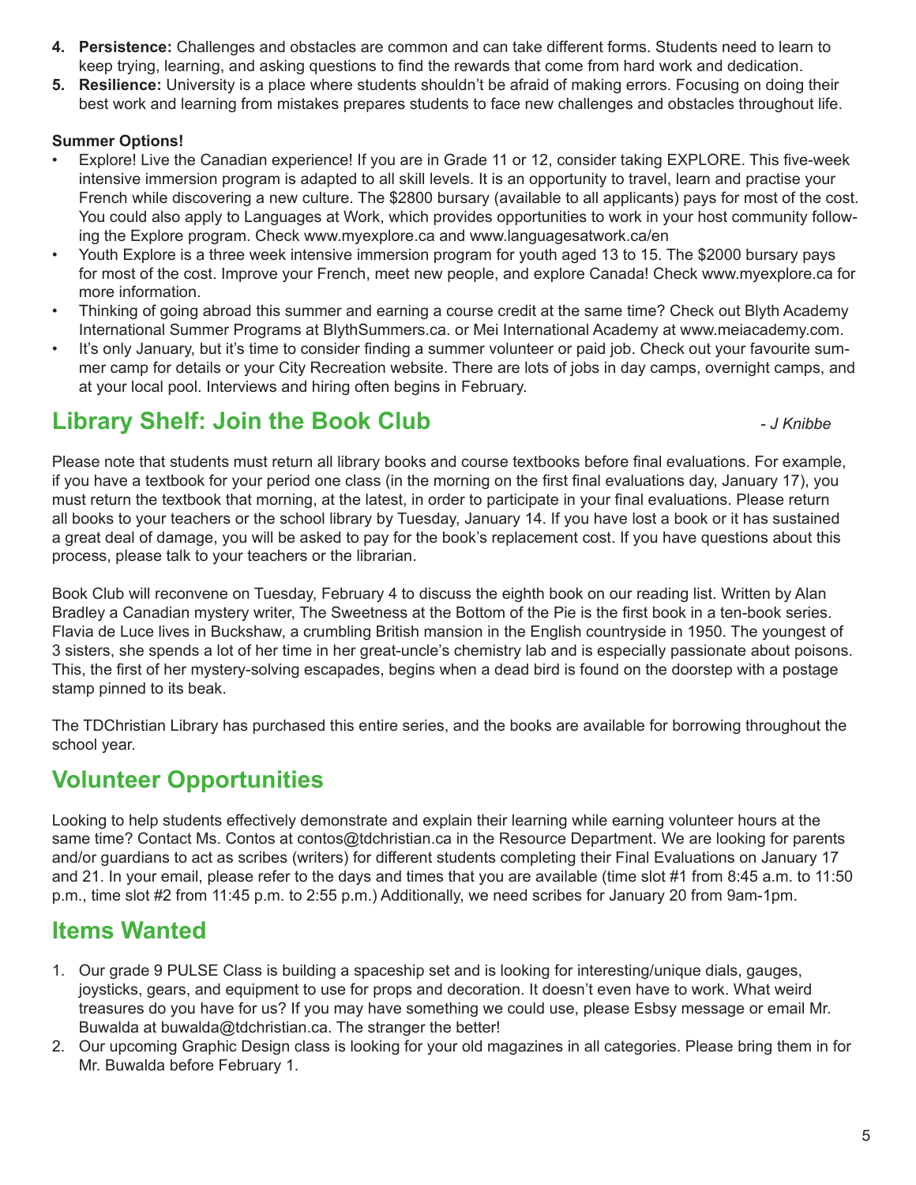4. **Persistence:** Challenges and obstacles are common and can take different forms. Students need to learn to keep trying, learning, and asking questions to find the rewards that come from hard work and dedication.
5. **Resilience:** University is a place where students shouldn't be afraid of making errors. Focusing on doing their best work and learning from mistakes prepares students to face new challenges and obstacles throughout life.

**Summer Options!**

- Explore! Live the Canadian experience! If you are in Grade 11 or 12, consider taking EXPLORE. This five-week intensive immersion program is adapted to all skill levels. It is an opportunity to travel, learn and practise your French while discovering a new culture. The $2800 bursary (available to all applicants) pays for most of the cost. You could also apply to Languages at Work, which provides opportunities to work in your host community following the Explore program. Check www.myexplore.ca and www.languagesatwork.ca/en
- Youth Explore is a three week intensive immersion program for youth aged 13 to 15. The $2000 bursary pays for most of the cost. Improve your French, meet new people, and explore Canada! Check www.myexplore.ca for more information.
- Thinking of going abroad this summer and earning a course credit at the same time? Check out Blyth Academy International Summer Programs at BlythSummers.ca. or Mei International Academy at www.meiacademy.com.
- It's only January, but it's time to consider finding a summer volunteer or paid job. Check out your favourite summer camp for details or your City Recreation website. There are lots of jobs in day camps, overnight camps, and at your local pool. Interviews and hiring often begins in February.

## Library Shelf: Join the Book Club

*- J Knibbe*

Please note that students must return all library books and course textbooks before final evaluations. For example, if you have a textbook for your period one class (in the morning on the first final evaluations day, January 17), you must return the textbook that morning, at the latest, in order to participate in your final evaluations. Please return all books to your teachers or the school library by Tuesday, January 14. If you have lost a book or it has sustained a great deal of damage, you will be asked to pay for the book's replacement cost. If you have questions about this process, please talk to your teachers or the librarian.

Book Club will reconvene on Tuesday, February 4 to discuss the eighth book on our reading list. Written by Alan Bradley a Canadian mystery writer, The Sweetness at the Bottom of the Pie is the first book in a ten-book series. Flavia de Luce lives in Buckshaw, a crumbling British mansion in the English countryside in 1950. The youngest of 3 sisters, she spends a lot of her time in her great-uncle's chemistry lab and is especially passionate about poisons. This, the first of her mystery-solving escapades, begins when a dead bird is found on the doorstep with a postage stamp pinned to its beak.

The TDChristian Library has purchased this entire series, and the books are available for borrowing throughout the school year.

## Volunteer Opportunities

Looking to help students effectively demonstrate and explain their learning while earning volunteer hours at the same time? Contact Ms. Contos at contos@tdchristian.ca in the Resource Department. We are looking for parents and/or guardians to act as scribes (writers) for different students completing their Final Evaluations on January 17 and 21. In your email, please refer to the days and times that you are available (time slot #1 from 8:45 a.m. to 11:50 p.m., time slot #2 from 11:45 p.m. to 2:55 p.m.) Additionally, we need scribes for January 20 from 9am-1pm.

## Items Wanted

1. Our grade 9 PULSE Class is building a spaceship set and is looking for interesting/unique dials, gauges, joysticks, gears, and equipment to use for props and decoration. It doesn't even have to work. What weird treasures do you have for us? If you may have something we could use, please Esbsy message or email Mr. Buwalda at buwalda@tdchristian.ca. The stranger the better!
2. Our upcoming Graphic Design class is looking for your old magazines in all categories. Please bring them in for Mr. Buwalda before February 1.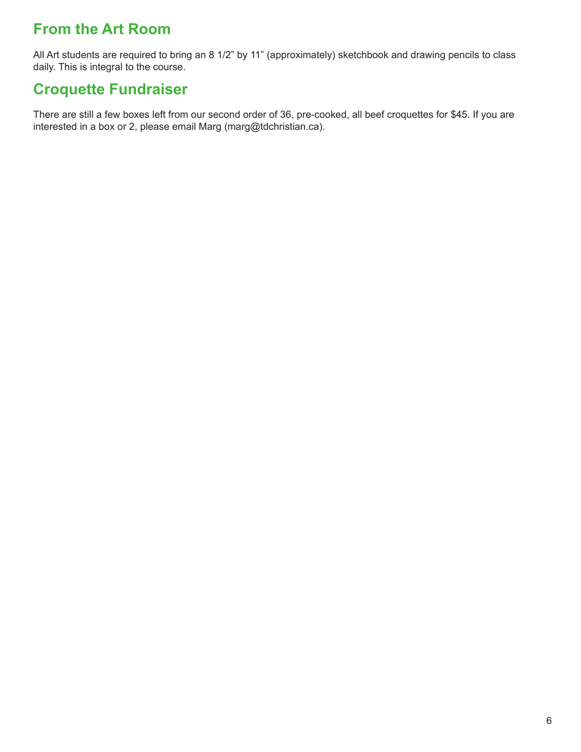## From the Art Room

All Art students are required to bring an 8 1/2” by 11” (approximately) sketchbook and drawing pencils to class daily. This is integral to the course.

## Croquette Fundraiser

There are still a few boxes left from our second order of 36, pre-cooked, all beef croquettes for $45. If you are interested in a box or 2, please email Marg (marg@tdchristian.ca).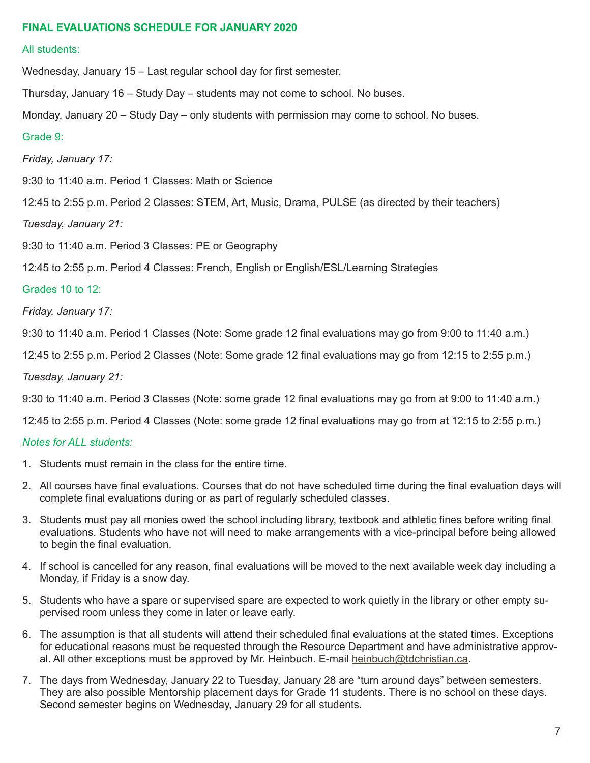## FINAL EVALUATIONS SCHEDULE FOR JANUARY 2020

### All students:

Wednesday, January 15 – Last regular school day for first semester.

Thursday, January 16 – Study Day – students may not come to school. No buses.

Monday, January 20 – Study Day – only students with permission may come to school. No buses.

### Grade 9:

*Friday, January 17:*

9:30 to 11:40 a.m. Period 1 Classes: Math or Science

12:45 to 2:55 p.m. Period 2 Classes: STEM, Art, Music, Drama, PULSE (as directed by their teachers)

*Tuesday, January 21:*

9:30 to 11:40 a.m. Period 3 Classes: PE or Geography

12:45 to 2:55 p.m. Period 4 Classes: French, English or English/ESL/Learning Strategies

### Grades 10 to 12:

*Friday, January 17:*

9:30 to 11:40 a.m. Period 1 Classes (Note: Some grade 12 final evaluations may go from 9:00 to 11:40 a.m.)

12:45 to 2:55 p.m. Period 2 Classes (Note: Some grade 12 final evaluations may go from 12:15 to 2:55 p.m.)

*Tuesday, January 21:*

9:30 to 11:40 a.m. Period 3 Classes (Note: some grade 12 final evaluations may go from at 9:00 to 11:40 a.m.)

12:45 to 2:55 p.m. Period 4 Classes (Note: some grade 12 final evaluations may go from at 12:15 to 2:55 p.m.)

*Notes for ALL students:*

1. Students must remain in the class for the entire time.
2. All courses have final evaluations. Courses that do not have scheduled time during the final evaluation days will complete final evaluations during or as part of regularly scheduled classes.
3. Students must pay all monies owed the school including library, textbook and athletic fines before writing final evaluations. Students who have not will need to make arrangements with a vice-principal before being allowed to begin the final evaluation.
4. If school is cancelled for any reason, final evaluations will be moved to the next available week day including a Monday, if Friday is a snow day.
5. Students who have a spare or supervised spare are expected to work quietly in the library or other empty supervised room unless they come in later or leave early.
6. The assumption is that all students will attend their scheduled final evaluations at the stated times. Exceptions for educational reasons must be requested through the Resource Department and have administrative approval. All other exceptions must be approved by Mr. Heinbuch. E-mail heinbuch@tdchristian.ca.
7. The days from Wednesday, January 22 to Tuesday, January 28 are "turn around days" between semesters. They are also possible Mentorship placement days for Grade 11 students. There is no school on these days. Second semester begins on Wednesday, January 29 for all students.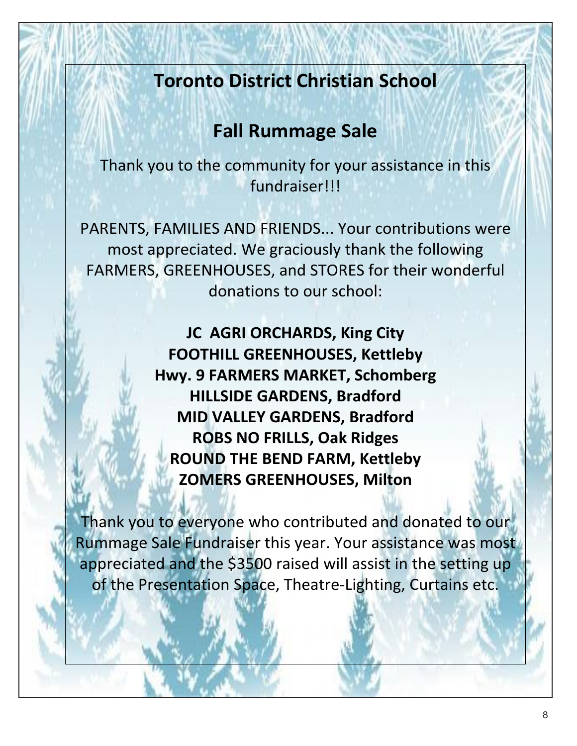# Toronto District Christian School

## Fall Rummage Sale

Thank you to the community for your assistance in this fundraiser!!!

PARENTS, FAMILIES AND FRIENDS... Your contributions were most appreciated. We graciously thank the following FARMERS, GREENHOUSES, and STORES for their wonderful donations to our school:

**JC AGRI ORCHARDS, King City**
**FOOTHILL GREENHOUSES, Kettleby**
**Hwy. 9 FARMERS MARKET, Schomberg**
**HILLSIDE GARDENS, Bradford**
**MID VALLEY GARDENS, Bradford**
**ROBS NO FRILLS, Oak Ridges**
**ROUND THE BEND FARM, Kettleby**
**ZOMERS GREENHOUSES, Milton**

Thank you to everyone who contributed and donated to our Rummage Sale Fundraiser this year. Your assistance was most appreciated and the $3500 raised will assist in the setting up of the Presentation Space, Theatre-Lighting, Curtains etc.